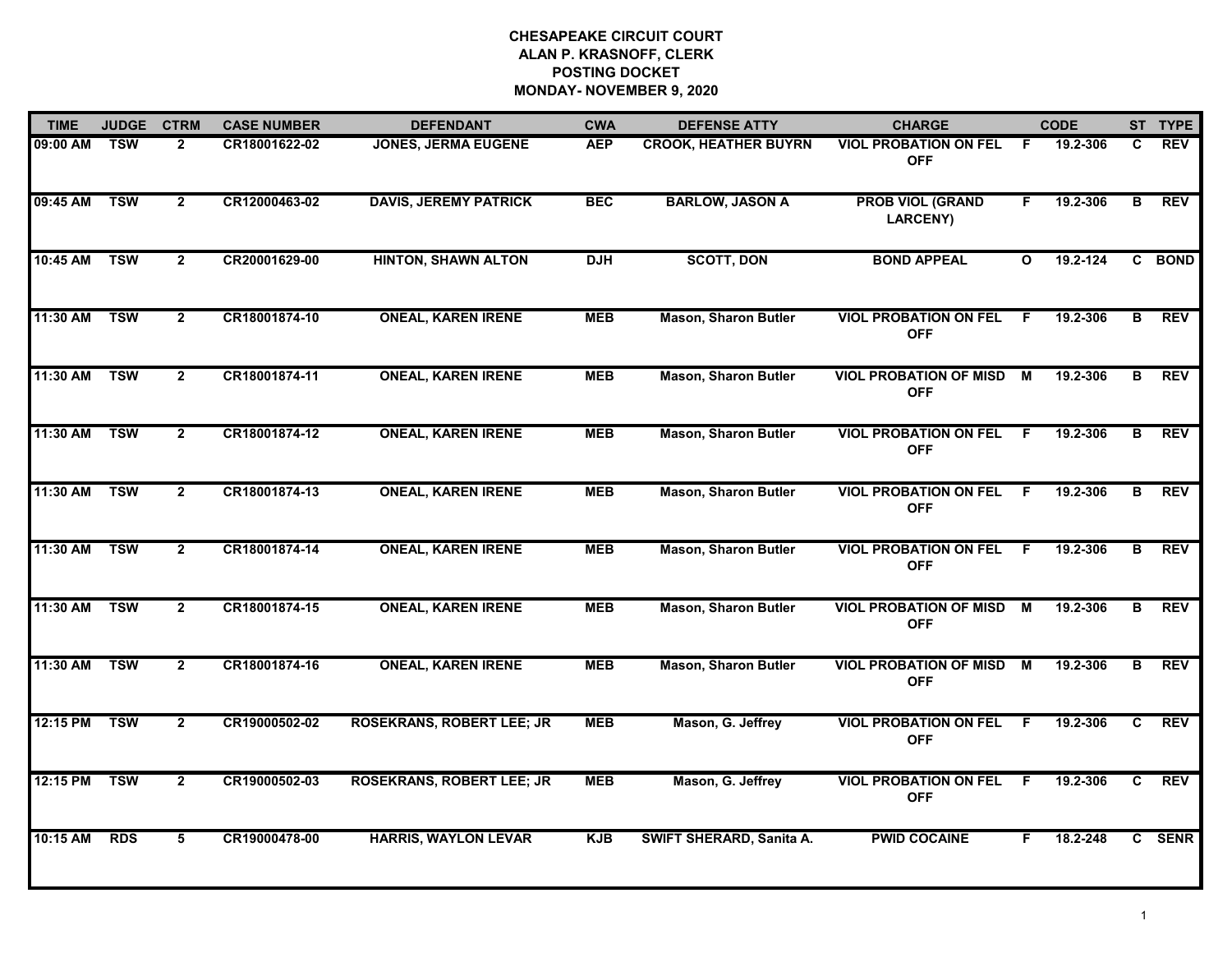**CHESAPEAKE CIRCUIT COURT**
**ALAN P. KRASNOFF, CLERK**
**POSTING DOCKET**
**MONDAY- NOVEMBER 9, 2020**

| TIME | JUDGE | CTRM | CASE NUMBER | DEFENDANT | CWA | DEFENSE ATTY | CHARGE | | CODE | ST | TYPE |
|---|---|---|---|---|---|---|---|---|---|---|---|
| 09:00 AM | TSW | 2 | CR18001622-02 | JONES, JERMA EUGENE | AEP | CROOK, HEATHER BUYRN | VIOL PROBATION ON FEL OFF | F | 19.2-306 | C | REV |
| 09:45 AM | TSW | 2 | CR12000463-02 | DAVIS, JEREMY PATRICK | BEC | BARLOW, JASON A | PROB VIOL (GRAND LARCENY) | F | 19.2-306 | B | REV |
| 10:45 AM | TSW | 2 | CR20001629-00 | HINTON, SHAWN ALTON | DJH | SCOTT, DON | BOND APPEAL | O | 19.2-124 | C | BOND |
| 11:30 AM | TSW | 2 | CR18001874-10 | ONEAL, KAREN IRENE | MEB | Mason, Sharon Butler | VIOL PROBATION ON FEL OFF | F | 19.2-306 | B | REV |
| 11:30 AM | TSW | 2 | CR18001874-11 | ONEAL, KAREN IRENE | MEB | Mason, Sharon Butler | VIOL PROBATION OF MISD OFF | M | 19.2-306 | B | REV |
| 11:30 AM | TSW | 2 | CR18001874-12 | ONEAL, KAREN IRENE | MEB | Mason, Sharon Butler | VIOL PROBATION ON FEL OFF | F | 19.2-306 | B | REV |
| 11:30 AM | TSW | 2 | CR18001874-13 | ONEAL, KAREN IRENE | MEB | Mason, Sharon Butler | VIOL PROBATION ON FEL OFF | F | 19.2-306 | B | REV |
| 11:30 AM | TSW | 2 | CR18001874-14 | ONEAL, KAREN IRENE | MEB | Mason, Sharon Butler | VIOL PROBATION ON FEL OFF | F | 19.2-306 | B | REV |
| 11:30 AM | TSW | 2 | CR18001874-15 | ONEAL, KAREN IRENE | MEB | Mason, Sharon Butler | VIOL PROBATION OF MISD OFF | M | 19.2-306 | B | REV |
| 11:30 AM | TSW | 2 | CR18001874-16 | ONEAL, KAREN IRENE | MEB | Mason, Sharon Butler | VIOL PROBATION OF MISD OFF | M | 19.2-306 | B | REV |
| 12:15 PM | TSW | 2 | CR19000502-02 | ROSEKRANS, ROBERT LEE; JR | MEB | Mason, G. Jeffrey | VIOL PROBATION ON FEL OFF | F | 19.2-306 | C | REV |
| 12:15 PM | TSW | 2 | CR19000502-03 | ROSEKRANS, ROBERT LEE; JR | MEB | Mason, G. Jeffrey | VIOL PROBATION ON FEL OFF | F | 19.2-306 | C | REV |
| 10:15 AM | RDS | 5 | CR19000478-00 | HARRIS, WAYLON LEVAR | KJB | SWIFT SHERARD, Sanita A. | PWID COCAINE | F | 18.2-248 | C | SENR |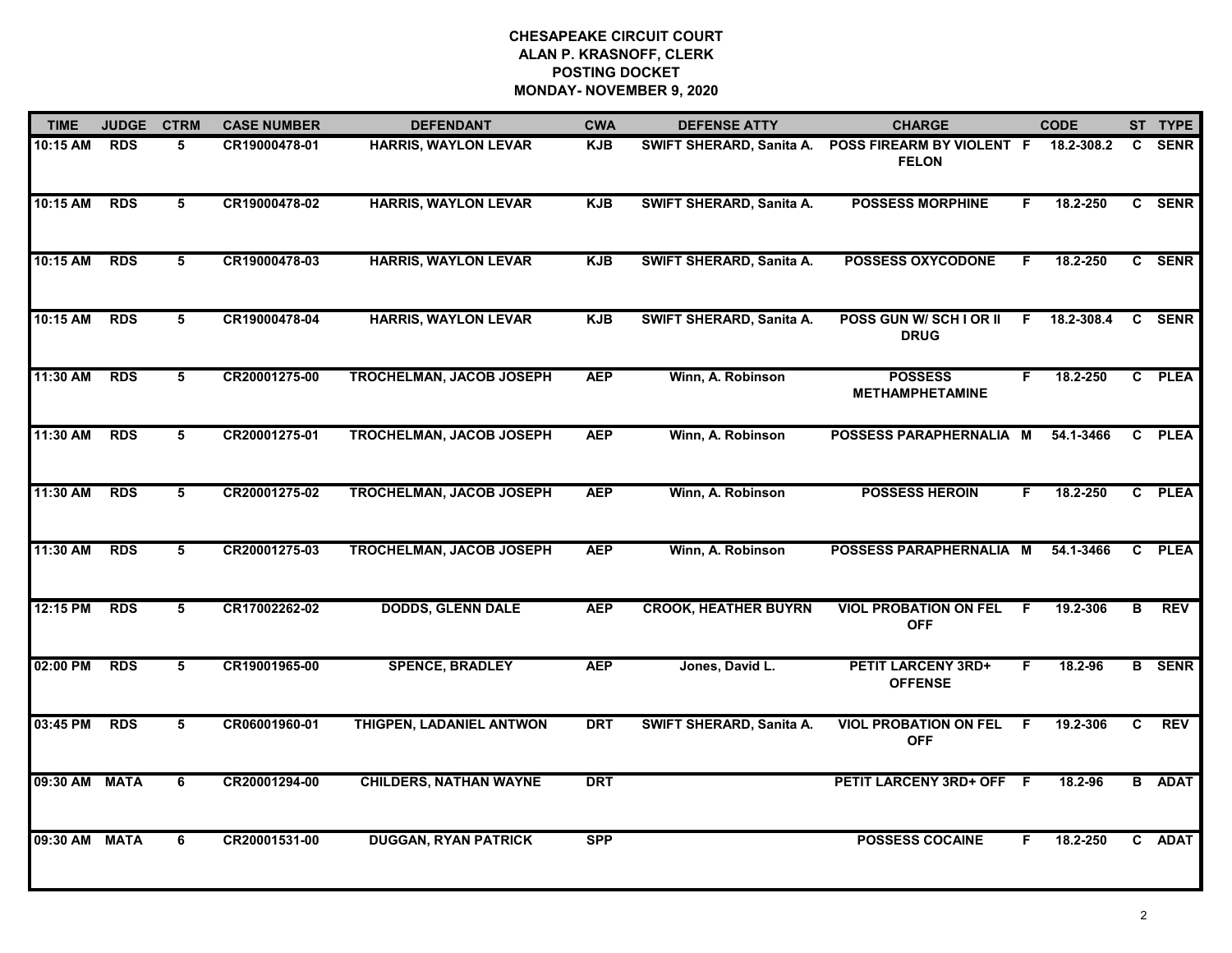**CHESAPEAKE CIRCUIT COURT**
**ALAN P. KRASNOFF, CLERK**
**POSTING DOCKET**
**MONDAY- NOVEMBER 9, 2020**

| TIME | JUDGE | CTRM | CASE NUMBER | DEFENDANT | CWA | DEFENSE ATTY | CHARGE | | CODE | ST | TYPE |
|---|---|---|---|---|---|---|---|---|---|---|---|
| 10:15 AM | RDS | 5 | CR19000478-01 | HARRIS, WAYLON LEVAR | KJB | SWIFT SHERARD, Sanita A. | POSS FIREARM BY VIOLENT FELON | F | 18.2-308.2 | C | SENR |
| 10:15 AM | RDS | 5 | CR19000478-02 | HARRIS, WAYLON LEVAR | KJB | SWIFT SHERARD, Sanita A. | POSSESS MORPHINE | F | 18.2-250 | C | SENR |
| 10:15 AM | RDS | 5 | CR19000478-03 | HARRIS, WAYLON LEVAR | KJB | SWIFT SHERARD, Sanita A. | POSSESS OXYCODONE | F | 18.2-250 | C | SENR |
| 10:15 AM | RDS | 5 | CR19000478-04 | HARRIS, WAYLON LEVAR | KJB | SWIFT SHERARD, Sanita A. | POSS GUN W/ SCH I OR II DRUG | F | 18.2-308.4 | C | SENR |
| 11:30 AM | RDS | 5 | CR20001275-00 | TROCHELMAN, JACOB JOSEPH | AEP | Winn, A. Robinson | POSSESS METHAMPHETAMINE | F | 18.2-250 | C | PLEA |
| 11:30 AM | RDS | 5 | CR20001275-01 | TROCHELMAN, JACOB JOSEPH | AEP | Winn, A. Robinson | POSSESS PARAPHERNALIA | M | 54.1-3466 | C | PLEA |
| 11:30 AM | RDS | 5 | CR20001275-02 | TROCHELMAN, JACOB JOSEPH | AEP | Winn, A. Robinson | POSSESS HEROIN | F | 18.2-250 | C | PLEA |
| 11:30 AM | RDS | 5 | CR20001275-03 | TROCHELMAN, JACOB JOSEPH | AEP | Winn, A. Robinson | POSSESS PARAPHERNALIA | M | 54.1-3466 | C | PLEA |
| 12:15 PM | RDS | 5 | CR17002262-02 | DODDS, GLENN DALE | AEP | CROOK, HEATHER BUYRN | VIOL PROBATION ON FEL OFF | F | 19.2-306 | B | REV |
| 02:00 PM | RDS | 5 | CR19001965-00 | SPENCE, BRADLEY | AEP | Jones, David L. | PETIT LARCENY 3RD+ OFFENSE | F | 18.2-96 | B | SENR |
| 03:45 PM | RDS | 5 | CR06001960-01 | THIGPEN, LADANIEL ANTWON | DRT | SWIFT SHERARD, Sanita A. | VIOL PROBATION ON FEL OFF | F | 19.2-306 | C | REV |
| 09:30 AM | MATA | 6 | CR20001294-00 | CHILDERS, NATHAN WAYNE | DRT | | PETIT LARCENY 3RD+ OFF | F | 18.2-96 | B | ADAT |
| 09:30 AM | MATA | 6 | CR20001531-00 | DUGGAN, RYAN PATRICK | SPP | | POSSESS COCAINE | F | 18.2-250 | C | ADAT |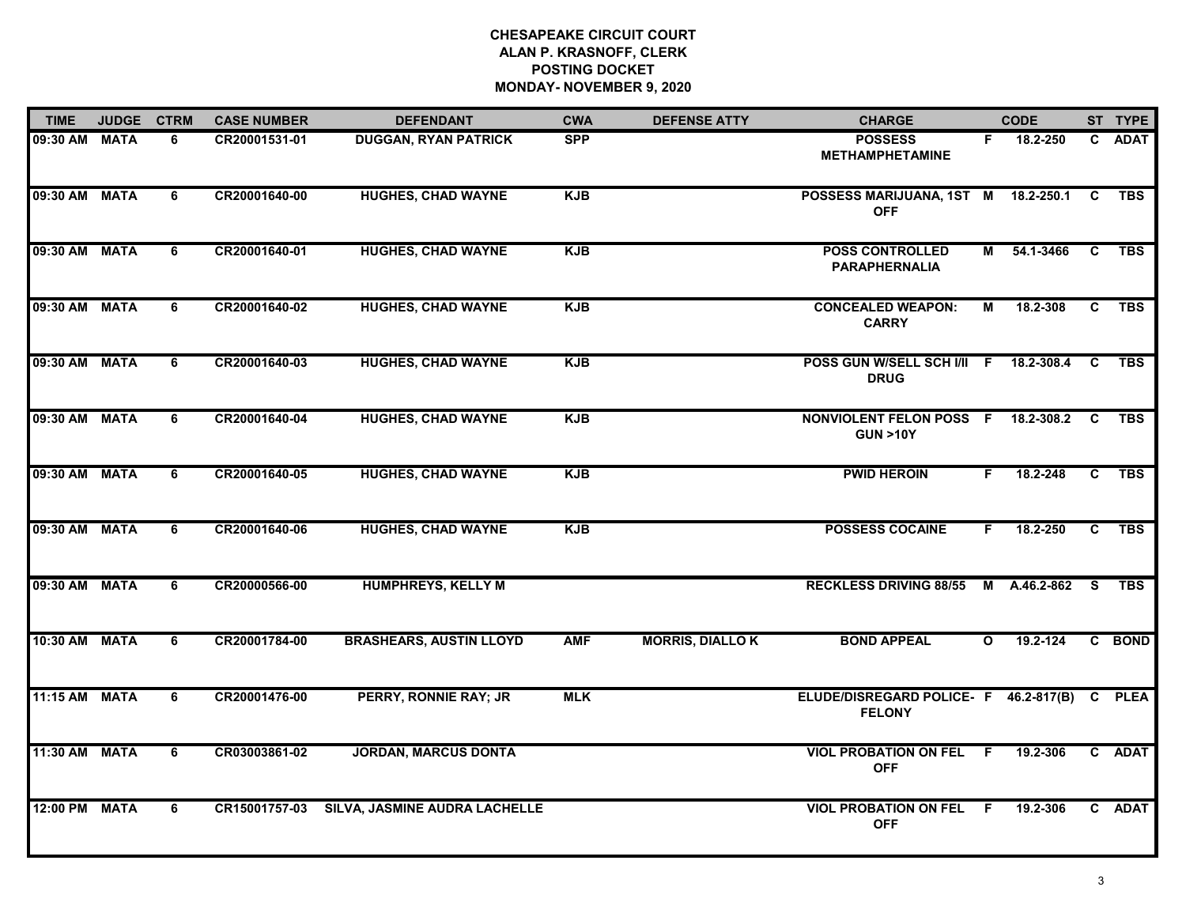**CHESAPEAKE CIRCUIT COURT**
**ALAN P. KRASNOFF, CLERK**
**POSTING DOCKET**
**MONDAY- NOVEMBER 9, 2020**

| TIME | JUDGE | CTRM | CASE NUMBER | DEFENDANT | CWA | DEFENSE ATTY | CHARGE | | CODE | ST | TYPE |
|---|---|---|---|---|---|---|---|---|---|---|---|
| 09:30 AM | MATA | 6 | CR20001531-01 | DUGGAN, RYAN PATRICK | SPP | | POSSESS METHAMPHETAMINE | F | 18.2-250 | C | ADAT |
| 09:30 AM | MATA | 6 | CR20001640-00 | HUGHES, CHAD WAYNE | KJB | | POSSESS MARIJUANA, 1ST OFF | M | 18.2-250.1 | C | TBS |
| 09:30 AM | MATA | 6 | CR20001640-01 | HUGHES, CHAD WAYNE | KJB | | POSS CONTROLLED PARAPHERNALIA | M | 54.1-3466 | C | TBS |
| 09:30 AM | MATA | 6 | CR20001640-02 | HUGHES, CHAD WAYNE | KJB | | CONCEALED WEAPON: CARRY | M | 18.2-308 | C | TBS |
| 09:30 AM | MATA | 6 | CR20001640-03 | HUGHES, CHAD WAYNE | KJB | | POSS GUN W/SELL SCH I/II DRUG | F | 18.2-308.4 | C | TBS |
| 09:30 AM | MATA | 6 | CR20001640-04 | HUGHES, CHAD WAYNE | KJB | | NONVIOLENT FELON POSS GUN >10Y | F | 18.2-308.2 | C | TBS |
| 09:30 AM | MATA | 6 | CR20001640-05 | HUGHES, CHAD WAYNE | KJB | | PWID HEROIN | F | 18.2-248 | C | TBS |
| 09:30 AM | MATA | 6 | CR20001640-06 | HUGHES, CHAD WAYNE | KJB | | POSSESS COCAINE | F | 18.2-250 | C | TBS |
| 09:30 AM | MATA | 6 | CR20000566-00 | HUMPHREYS, KELLY M | | | RECKLESS DRIVING 88/55 | M | A.46.2-862 | S | TBS |
| 10:30 AM | MATA | 6 | CR20001784-00 | BRASHEARS, AUSTIN LLOYD | AMF | MORRIS, DIALLO K | BOND APPEAL | O | 19.2-124 | C | BOND |
| 11:15 AM | MATA | 6 | CR20001476-00 | PERRY, RONNIE RAY; JR | MLK | | ELUDE/DISREGARD POLICE- FELONY | F | 46.2-817(B) | C | PLEA |
| 11:30 AM | MATA | 6 | CR03003861-02 | JORDAN, MARCUS DONTA | | | VIOL PROBATION ON FEL OFF | F | 19.2-306 | C | ADAT |
| 12:00 PM | MATA | 6 | CR15001757-03 | SILVA, JASMINE AUDRA LACHELLE | | | VIOL PROBATION ON FEL OFF | F | 19.2-306 | C | ADAT |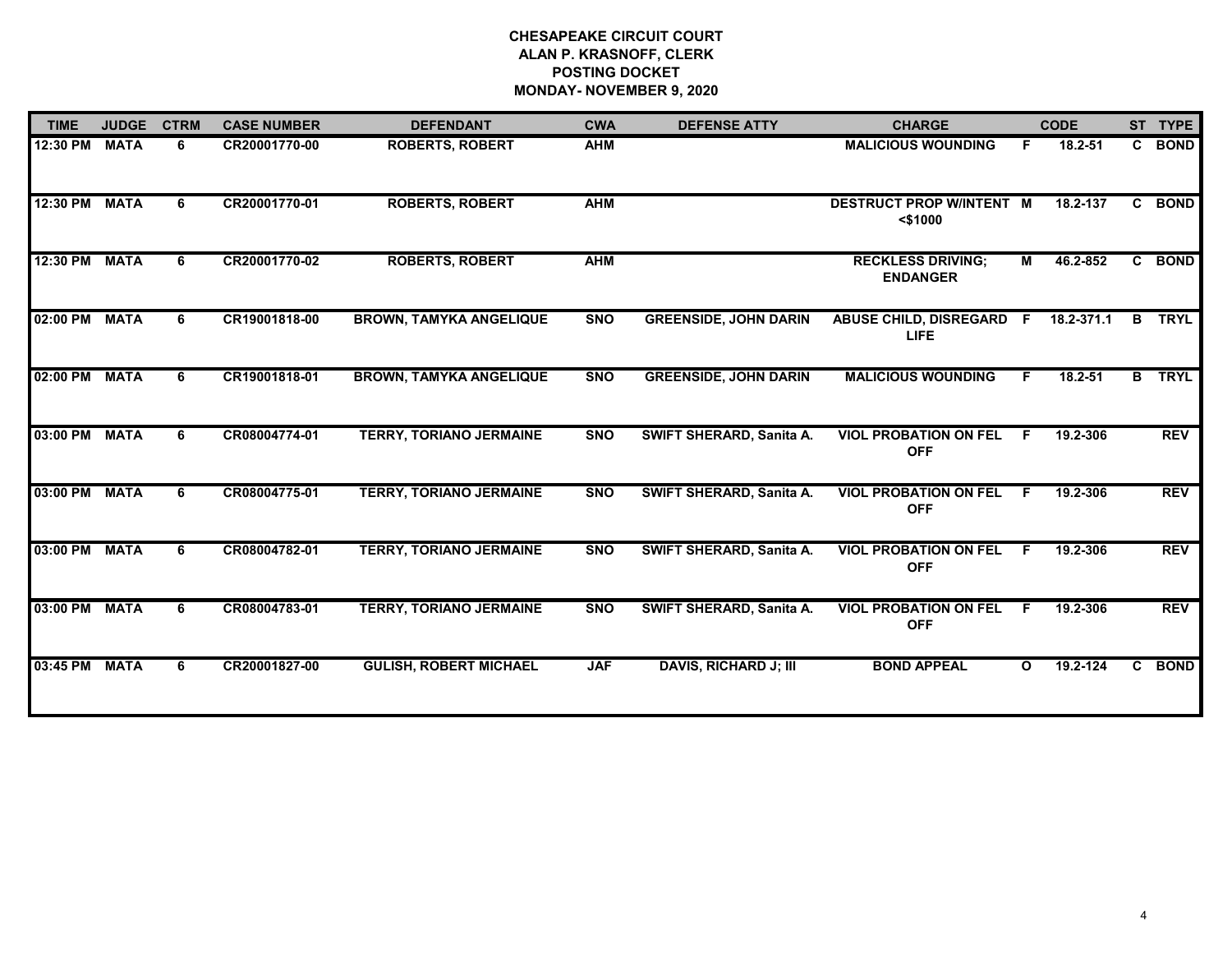**CHESAPEAKE CIRCUIT COURT**
**ALAN P. KRASNOFF, CLERK**
**POSTING DOCKET**
**MONDAY- NOVEMBER 9, 2020**

| TIME | JUDGE | CTRM | CASE NUMBER | DEFENDANT | CWA | DEFENSE ATTY | CHARGE | | CODE | ST | TYPE |
|---|---|---|---|---|---|---|---|---|---|---|---|
| 12:30 PM | MATA | 6 | CR20001770-00 | ROBERTS, ROBERT | AHM | | MALICIOUS WOUNDING | F | 18.2-51 | C | BOND |
| 12:30 PM | MATA | 6 | CR20001770-01 | ROBERTS, ROBERT | AHM | | DESTRUCT PROP W/INTENT <$1000 | M | 18.2-137 | C | BOND |
| 12:30 PM | MATA | 6 | CR20001770-02 | ROBERTS, ROBERT | AHM | | RECKLESS DRIVING; ENDANGER | M | 46.2-852 | C | BOND |
| 02:00 PM | MATA | 6 | CR19001818-00 | BROWN, TAMYKA ANGELIQUE | SNO | GREENSIDE, JOHN DARIN | ABUSE CHILD, DISREGARD LIFE | F | 18.2-371.1 | B | TRYL |
| 02:00 PM | MATA | 6 | CR19001818-01 | BROWN, TAMYKA ANGELIQUE | SNO | GREENSIDE, JOHN DARIN | MALICIOUS WOUNDING | F | 18.2-51 | B | TRYL |
| 03:00 PM | MATA | 6 | CR08004774-01 | TERRY, TORIANO JERMAINE | SNO | SWIFT SHERARD, Sanita A. | VIOL PROBATION ON FEL OFF | F | 19.2-306 | | REV |
| 03:00 PM | MATA | 6 | CR08004775-01 | TERRY, TORIANO JERMAINE | SNO | SWIFT SHERARD, Sanita A. | VIOL PROBATION ON FEL OFF | F | 19.2-306 | | REV |
| 03:00 PM | MATA | 6 | CR08004782-01 | TERRY, TORIANO JERMAINE | SNO | SWIFT SHERARD, Sanita A. | VIOL PROBATION ON FEL OFF | F | 19.2-306 | | REV |
| 03:00 PM | MATA | 6 | CR08004783-01 | TERRY, TORIANO JERMAINE | SNO | SWIFT SHERARD, Sanita A. | VIOL PROBATION ON FEL OFF | F | 19.2-306 | | REV |
| 03:45 PM | MATA | 6 | CR20001827-00 | GULISH, ROBERT MICHAEL | JAF | DAVIS, RICHARD J; III | BOND APPEAL | O | 19.2-124 | C | BOND |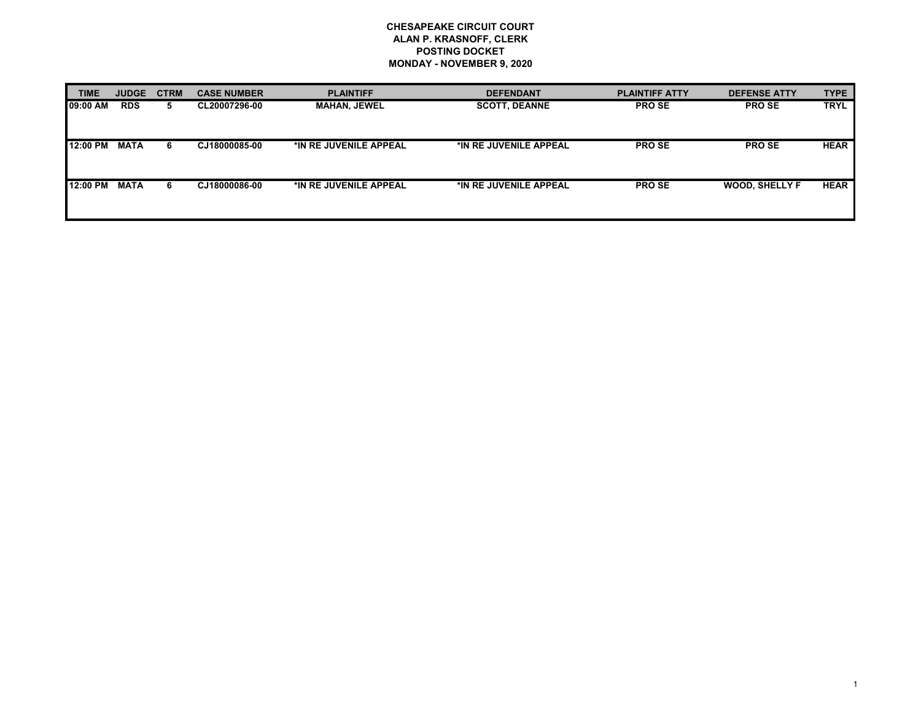**CHESAPEAKE CIRCUIT COURT**
**ALAN P. KRASNOFF, CLERK**
**POSTING DOCKET**
**MONDAY - NOVEMBER 9, 2020**

| TIME | JUDGE | CTRM | CASE NUMBER | PLAINTIFF | DEFENDANT | PLAINTIFF ATTY | DEFENSE ATTY | TYPE |
|---|---|---|---|---|---|---|---|---|
| 09:00 AM | RDS | 5 | CL20007296-00 | MAHAN, JEWEL | SCOTT, DEANNE | PRO SE | PRO SE | TRYL |
| 12:00 PM | MATA | 6 | CJ18000085-00 | *IN RE JUVENILE APPEAL | *IN RE JUVENILE APPEAL | PRO SE | PRO SE | HEAR |
| 12:00 PM | MATA | 6 | CJ18000086-00 | *IN RE JUVENILE APPEAL | *IN RE JUVENILE APPEAL | PRO SE | WOOD, SHELLY F | HEAR |